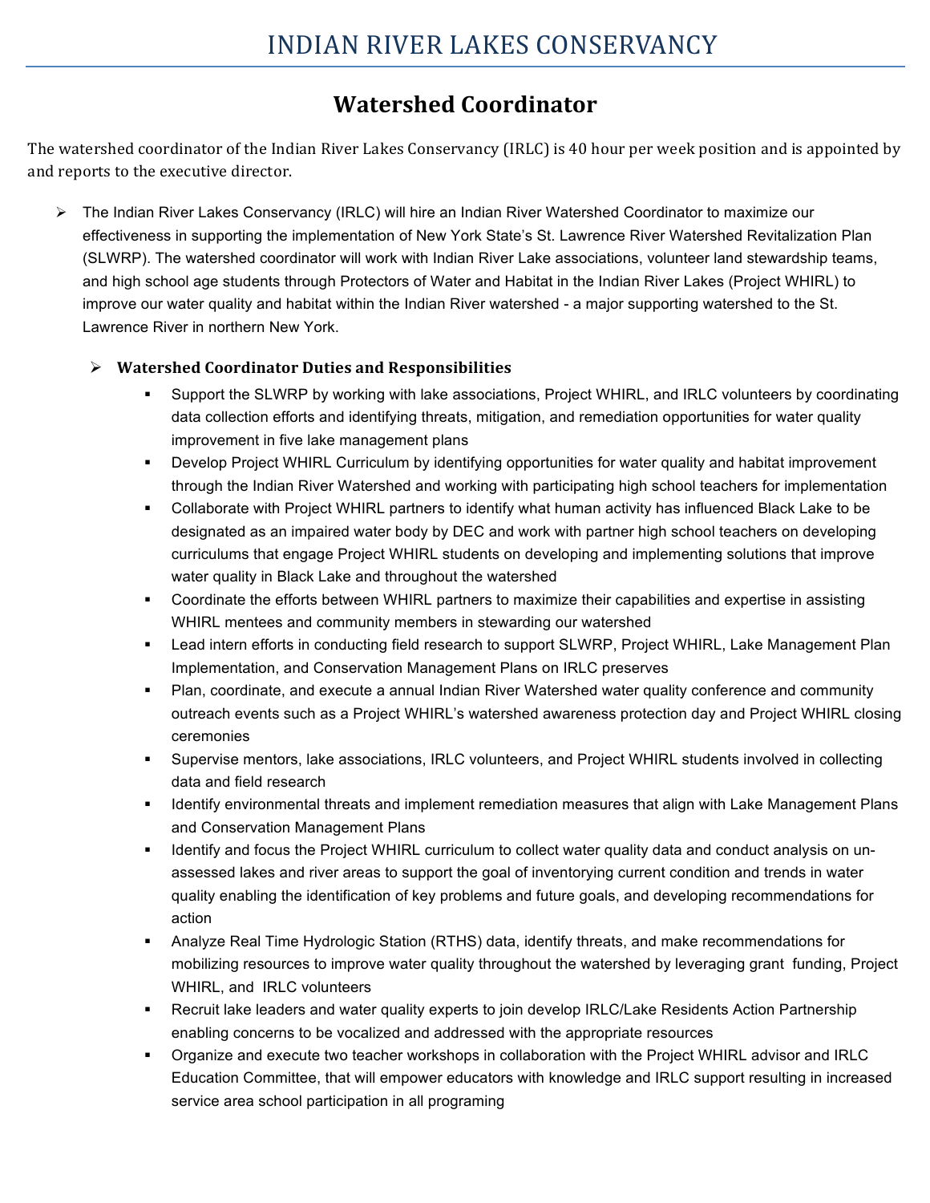# INDIAN RIVER LAKES CONSERVANCY

## Watershed Coordinator

The watershed coordinator of the Indian River Lakes Conservancy (IRLC) is 40 hour per week position and is appointed by and reports to the executive director.

- The Indian River Lakes Conservancy (IRLC) will hire an Indian River Watershed Coordinator to maximize our effectiveness in supporting the implementation of New York State's St. Lawrence River Watershed Revitalization Plan (SLWRP). The watershed coordinator will work with Indian River Lake associations, volunteer land stewardship teams, and high school age students through Protectors of Water and Habitat in the Indian River Lakes (Project WHIRL) to improve our water quality and habitat within the Indian River watershed - a major supporting watershed to the St. Lawrence River in northern New York.

  - **Watershed Coordinator Duties and Responsibilities**
    - Support the SLWRP by working with lake associations, Project WHIRL, and IRLC volunteers by coordinating data collection efforts and identifying threats, mitigation, and remediation opportunities for water quality improvement in five lake management plans
    - Develop Project WHIRL Curriculum by identifying opportunities for water quality and habitat improvement through the Indian River Watershed and working with participating high school teachers for implementation
    - Collaborate with Project WHIRL partners to identify what human activity has influenced Black Lake to be designated as an impaired water body by DEC and work with partner high school teachers on developing curriculums that engage Project WHIRL students on developing and implementing solutions that improve water quality in Black Lake and throughout the watershed
    - Coordinate the efforts between WHIRL partners to maximize their capabilities and expertise in assisting WHIRL mentees and community members in stewarding our watershed
    - Lead intern efforts in conducting field research to support SLWRP, Project WHIRL, Lake Management Plan Implementation, and Conservation Management Plans on IRLC preserves
    - Plan, coordinate, and execute a annual Indian River Watershed water quality conference and community outreach events such as a Project WHIRL's watershed awareness protection day and Project WHIRL closing ceremonies
    - Supervise mentors, lake associations, IRLC volunteers, and Project WHIRL students involved in collecting data and field research
    - Identify environmental threats and implement remediation measures that align with Lake Management Plans and Conservation Management Plans
    - Identify and focus the Project WHIRL curriculum to collect water quality data and conduct analysis on un-assessed lakes and river areas to support the goal of inventorying current condition and trends in water quality enabling the identification of key problems and future goals, and developing recommendations for action
    - Analyze Real Time Hydrologic Station (RTHS) data, identify threats, and make recommendations for mobilizing resources to improve water quality throughout the watershed by leveraging grant funding, Project WHIRL, and IRLC volunteers
    - Recruit lake leaders and water quality experts to join develop IRLC/Lake Residents Action Partnership enabling concerns to be vocalized and addressed with the appropriate resources
    - Organize and execute two teacher workshops in collaboration with the Project WHIRL advisor and IRLC Education Committee, that will empower educators with knowledge and IRLC support resulting in increased service area school participation in all programing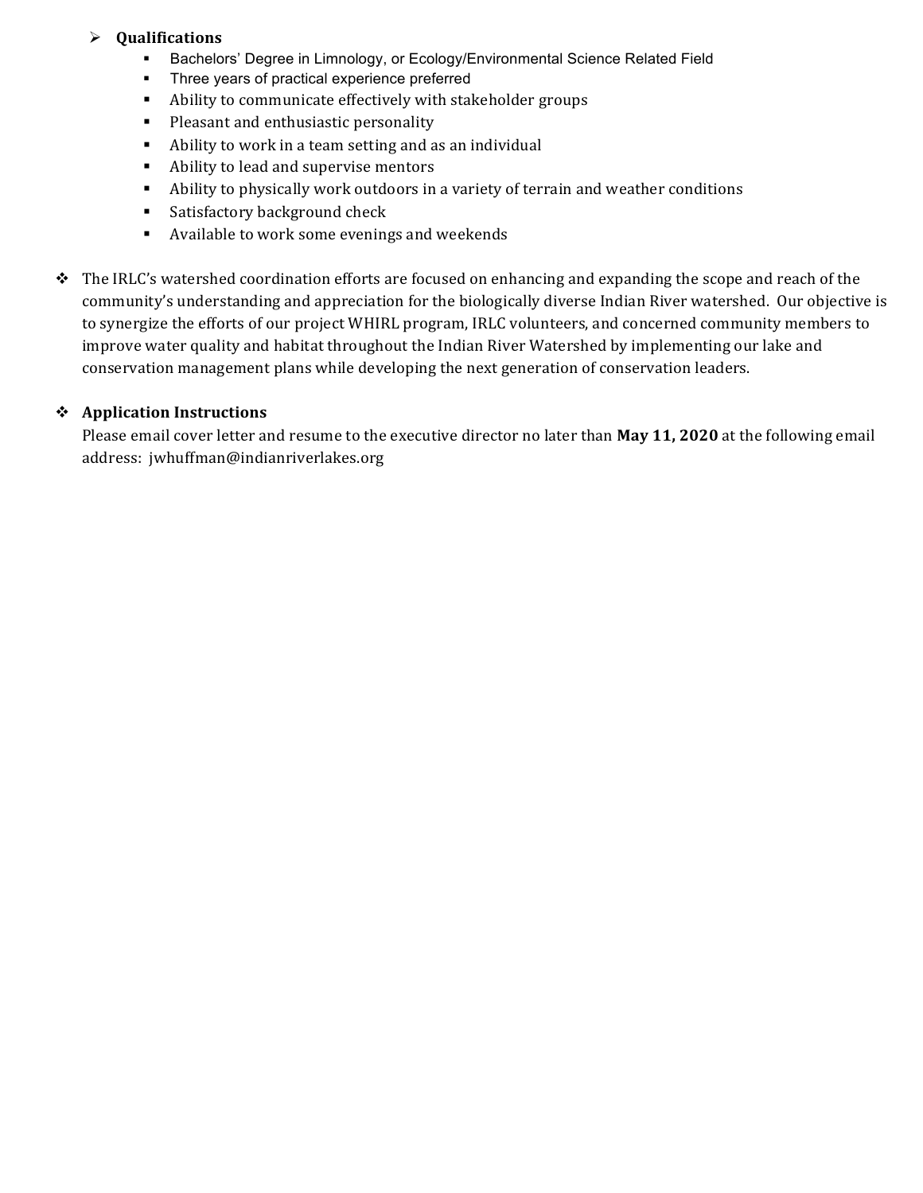- **Qualifications**
  - Bachelors' Degree in Limnology, or Ecology/Environmental Science Related Field
  - Three years of practical experience preferred
  - Ability to communicate effectively with stakeholder groups
  - Pleasant and enthusiastic personality
  - Ability to work in a team setting and as an individual
  - Ability to lead and supervise mentors
  - Ability to physically work outdoors in a variety of terrain and weather conditions
  - Satisfactory background check
  - Available to work some evenings and weekends

- The IRLC's watershed coordination efforts are focused on enhancing and expanding the scope and reach of the community's understanding and appreciation for the biologically diverse Indian River watershed. Our objective is to synergize the efforts of our project WHIRL program, IRLC volunteers, and concerned community members to improve water quality and habitat throughout the Indian River Watershed by implementing our lake and conservation management plans while developing the next generation of conservation leaders.

- **Application Instructions**

  Please email cover letter and resume to the executive director no later than **May 11, 2020** at the following email address: jwhuffman@indianriverlakes.org